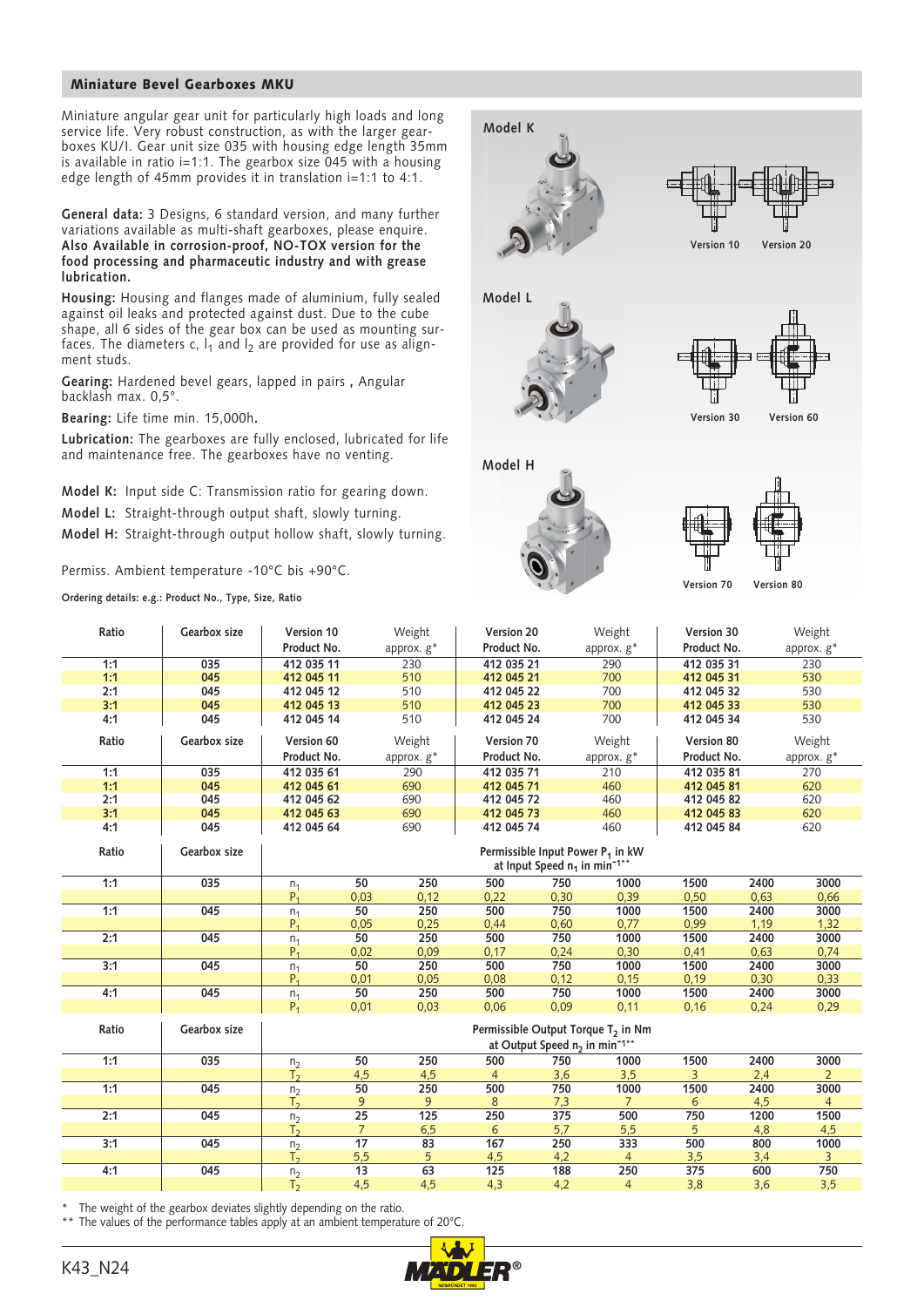## Miniature Bevel Gearboxes MKU

Miniature angular gear unit for particularly high loads and long service life. Very robust construction, as with the larger gearboxes KU/I. Gear unit size 035 with housing edge length 35mm is available in ratio i=1:1. The gearbox size 045 with a housing edge length of 45mm provides it in translation i=1:1 to 4:1.

**General data:** 3 Designs, 6 standard version, and many further variations available as multi-shaft gearboxes, please enquire. **Also Available in corrosion-proof, NO-TOX version for the food processing and pharmaceutic industry and with grease lubrication.**

**Housing:** Housing and flanges made of aluminium, fully sealed against oil leaks and protected against dust. Due to the cube shape, all 6 sides of the gear box can be used as mounting surfaces. The diameters c, $l_1$ and $l_2$ are provided for use as alignment studs.

**Gearing:** Hardened bevel gears, lapped in pairs , Angular backlash max. 0,5°.

**Bearing:** Life time min. 15,000h**.**

**Lubrication:** The gearboxes are fully enclosed, lubricated for life and maintenance free. The gearboxes have no venting.

**Model K:** Input side C: Transmission ratio for gearing down.

**Model L:** Straight-through output shaft, slowly turning.

**Model H:** Straight-through output hollow shaft, slowly turning.

Permiss. Ambient temperature -10°C bis +90°C.

**Ordering details: e.g.: Product No., Type, Size, Ratio**

**Model K** — Version 10, Version 20

**Model L** — Version 30, Version 60

**Model H** — Version 70, Version 80

| Ratio | Gearbox size | Version 10 Product No. | Weight approx. g* | Version 20 Product No. | Weight approx. g* | Version 30 Product No. | Weight approx. g* |
|---|---|---|---|---|---|---|---|
| 1:1 | 035 | 412 035 11 | 230 | 412 035 21 | 290 | 412 035 31 | 230 |
| 1:1 | 045 | 412 045 11 | 510 | 412 045 21 | 700 | 412 045 31 | 530 |
| 2:1 | 045 | 412 045 12 | 510 | 412 045 22 | 700 | 412 045 32 | 530 |
| 3:1 | 045 | 412 045 13 | 510 | 412 045 23 | 700 | 412 045 33 | 530 |
| 4:1 | 045 | 412 045 14 | 510 | 412 045 24 | 700 | 412 045 34 | 530 |

| Ratio | Gearbox size | Version 60 Product No. | Weight approx. g* | Version 70 Product No. | Weight approx. g* | Version 80 Product No. | Weight approx. g* |
|---|---|---|---|---|---|---|---|
| 1:1 | 035 | 412 035 61 | 290 | 412 035 71 | 210 | 412 035 81 | 270 |
| 1:1 | 045 | 412 045 61 | 690 | 412 045 71 | 460 | 412 045 81 | 620 |
| 2:1 | 045 | 412 045 62 | 690 | 412 045 72 | 460 | 412 045 82 | 620 |
| 3:1 | 045 | 412 045 63 | 690 | 412 045 73 | 460 | 412 045 83 | 620 |
| 4:1 | 045 | 412 045 64 | 690 | 412 045 74 | 460 | 412 045 84 | 620 |

Permissible Input Power $P_1$ in kW at Input Speed $n_1$ in min$^{-1}$**

| Ratio | Gearbox size | | | | | | | | | |
|---|---|---|---|---|---|---|---|---|---|---|
| 1:1 | 035 | $n_1$ | 50 | 250 | 500 | 750 | 1000 | 1500 | 2400 | 3000 |
| | | $P_1$ | 0,03 | 0,12 | 0,22 | 0,30 | 0,39 | 0,50 | 0,63 | 0,66 |
| 1:1 | 045 | $n_1$ | 50 | 250 | 500 | 750 | 1000 | 1500 | 2400 | 3000 |
| | | $P_1$ | 0,05 | 0,25 | 0,44 | 0,60 | 0,77 | 0,99 | 1,19 | 1,32 |
| 2:1 | 045 | $n_1$ | 50 | 250 | 500 | 750 | 1000 | 1500 | 2400 | 3000 |
| | | $P_1$ | 0,02 | 0,09 | 0,17 | 0,24 | 0,30 | 0,41 | 0,63 | 0,74 |
| 3:1 | 045 | $n_1$ | 50 | 250 | 500 | 750 | 1000 | 1500 | 2400 | 3000 |
| | | $P_1$ | 0,01 | 0,05 | 0,08 | 0,12 | 0,15 | 0,19 | 0,30 | 0,33 |
| 4:1 | 045 | $n_1$ | 50 | 250 | 500 | 750 | 1000 | 1500 | 2400 | 3000 |
| | | $P_1$ | 0,01 | 0,03 | 0,06 | 0,09 | 0,11 | 0,16 | 0,24 | 0,29 |

Permissible Output Torque $T_2$ in Nm at Output Speed $n_2$ in min$^{-1}$**

| Ratio | Gearbox size | | | | | | | | | |
|---|---|---|---|---|---|---|---|---|---|---|
| 1:1 | 035 | $n_2$ | 50 | 250 | 500 | 750 | 1000 | 1500 | 2400 | 3000 |
| | | $T_2$ | 4,5 | 4,5 | 4 | 3,6 | 3,5 | 3 | 2,4 | 2 |
| 1:1 | 045 | $n_2$ | 50 | 250 | 500 | 750 | 1000 | 1500 | 2400 | 3000 |
| | | $T_2$ | 9 | 9 | 8 | 7,3 | 7 | 6 | 4,5 | 4 |
| 2:1 | 045 | $n_2$ | 25 | 125 | 250 | 375 | 500 | 750 | 1200 | 1500 |
| | | $T_2$ | 7 | 6,5 | 6 | 5,7 | 5,5 | 5 | 4,8 | 4,5 |
| 3:1 | 045 | $n_2$ | 17 | 83 | 167 | 250 | 333 | 500 | 800 | 1000 |
| | | $T_2$ | 5,5 | 5 | 4,5 | 4,2 | 4 | 3,5 | 3,4 | 3 |
| 4:1 | 045 | $n_2$ | 13 | 63 | 125 | 188 | 250 | 375 | 600 | 750 |
| | | $T_2$ | 4,5 | 4,5 | 4,3 | 4,2 | 4 | 3,8 | 3,6 | 3,5 |

\* The weight of the gearbox deviates slightly depending on the ratio.
\*\* The values of the performance tables apply at an ambient temperature of 20°C.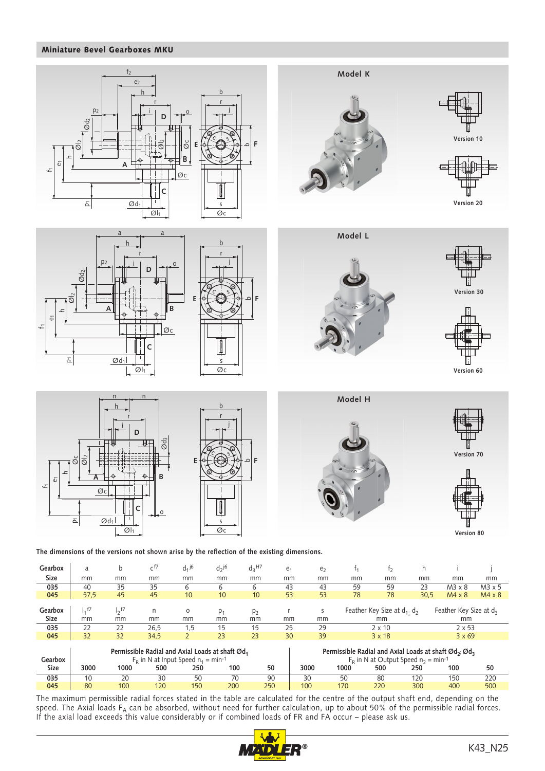## Miniature Bevel Gearboxes MKU

**Model K**

Version 10

Version 20

**Model L**

Version 30

Version 60

**Model H**

Version 70

Version 80

**The dimensions of the versions not shown arise by the reflection of the existing dimensions.**

| Gearbox Size | a mm | b mm | $c^{f7}$ mm | $d_1{}^{j6}$ mm | $d_2{}^{j6}$ mm | $d_3{}^{H7}$ mm | $e_1$ mm | $e_2$ mm | $f_1$ mm | $f_2$ mm | h mm | i mm | j mm |
|---|---|---|---|---|---|---|---|---|---|---|---|---|---|
| 035 | 40 | 35 | 35 | 6 | 6 | 6 | 43 | 43 | 59 | 59 | 23 | M3 x 8 | M3 x 5 |
| 045 | 57,5 | 45 | 45 | 10 | 10 | 10 | 53 | 53 | 78 | 78 | 30,5 | M4 x 8 | M4 x 8 |

| Gearbox Size | $l_1{}^{f7}$ mm | $l_2{}^{f7}$ mm | n mm | o mm | $p_1$ mm | $p_2$ mm | r mm | s mm | Feather Key Size at $d_1$, $d_2$ mm | Feather Key Size at $d_3$ mm |
|---|---|---|---|---|---|---|---|---|---|---|
| 035 | 22 | 22 | 26,5 | 1,5 | 15 | 15 | 25 | 29 | 2 x 10 | 2 x 53 |
| 045 | 32 | 32 | 34,5 | 2 | 23 | 23 | 30 | 39 | 3 x 18 | 3 x 69 |

| Gearbox Size | Permissible Radial and Axial Loads at shaft $Ød_1$ $F_R$ in N at Input Speed $n_1$ = min⁻¹ | | | | | | Permissible Radial and Axial Loads at shaft $Ød_2$; $Ød_3$ $F_R$ in N at Output Speed $n_2$ = min⁻¹ | | | | | |
|---|---|---|---|---|---|---|---|---|---|---|---|---|
| | 3000 | 1000 | 500 | 250 | 100 | 50 | 3000 | 1000 | 500 | 250 | 100 | 50 |
| 035 | 10 | 20 | 30 | 50 | 70 | 90 | 30 | 50 | 80 | 120 | 150 | 220 |
| 045 | 80 | 100 | 120 | 150 | 200 | 250 | 100 | 170 | 220 | 300 | 400 | 500 |

The maximum permissible radial forces stated in the table are calculated for the centre of the output shaft end, depending on the speed. The Axial loads $F_A$ can be absorbed, without need for further calculation, up to about 50% of the permissible radial forces. If the axial load exceeds this value considerably or if combined loads of FR and FA occur – please ask us.